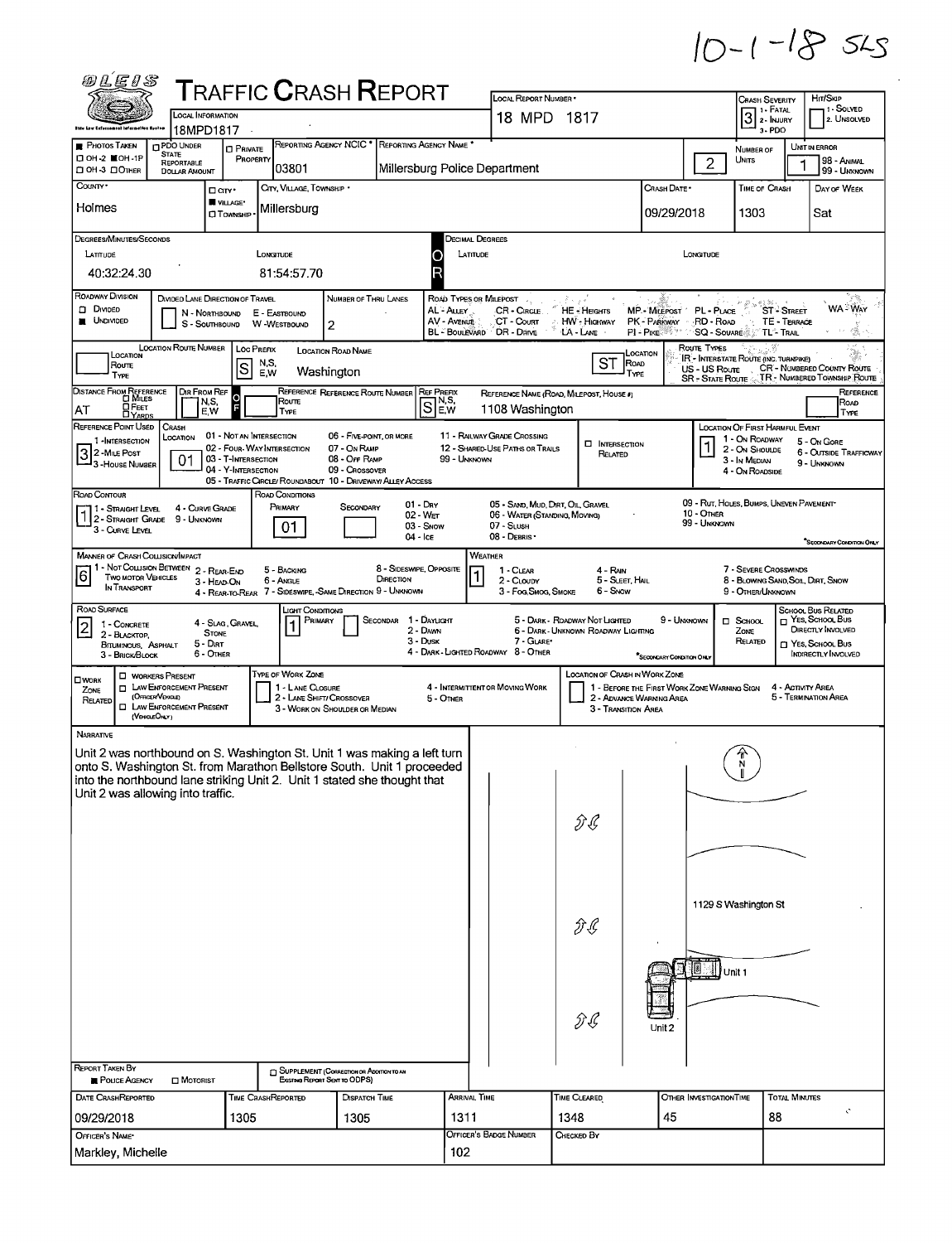10-1-18 SLS

# TRAFFIC CRASH REPORT

| Field | Value |
|---|---|
| Local Information | 18MPD1817 |
| Local Report Number | 18 MPD 1817 |
| Crash Severity | 3 (1 - Fatal, 2 - Injury, 3 - PDO) |
| Hit/Skip | (1 - Solved, 2 - Unsolved) |
| Photos Taken | OH-1P |
| Reporting Agency NCIC | 03801 |
| Reporting Agency Name | Millersburg Police Department |
| Number of Units | 2 |
| Unit in Error | 1 (98 - Animal, 99 - Unknown) |
| County | Holmes |
| City, Village, Township | Village: Millersburg |
| Crash Date | 09/29/2018 |
| Time of Crash | 1303 |
| Day of Week | Sat |
| Latitude | 40:32:24.30 |
| Longitude | 81:54:57.70 |
| Roadway Division | Undivided |
| Number of Thru Lanes | 2 |
| Location Prefix | S |
| Location Road Name | Washington |
| Location Road Type | ST |
| Distance From Reference | AT |
| Ref Prefix | S |
| Reference Name (Road, Milepost, House #) | 1108 Washington |
| Reference Point Used | 3 - House Number |
| Crash Location | 01 - Not an Intersection |
| Location of First Harmful Event | 1 - On Roadway |
| Road Contour | 1 - Straight Level |
| Road Conditions (Primary) | 01 - Dry |
| Manner of Crash Collision/Impact | 6 - Angle |
| Weather | 1 - Clear |
| Road Surface | 2 - Blacktop, Bituminous, Asphalt |
| Light Conditions (Primary) | 1 - Daylight |

## Narrative

Unit 2 was northbound on S. Washington St. Unit 1 was making a left turn onto S. Washington St. from Marathon Bellstore South. Unit 1 proceeded into the northbound lane striking Unit 2. Unit 1 stated she thought that Unit 2 was allowing into traffic.

Diagram labels: N; 1129 S Washington St; Unit 1; Unit 2

| Field | Value |
|---|---|
| Report Taken By | Police Agency |
| Date Crash Reported | 09/29/2018 |
| Time Crash Reported | 1305 |
| Dispatch Time | 1305 |
| Arrival Time | 1311 |
| Time Cleared | 1348 |
| Other Investigation Time | 45 |
| Total Minutes | 88 |
| Officer's Name | Markley, Michelle |
| Officer's Badge Number | 102 |
| Checked By | |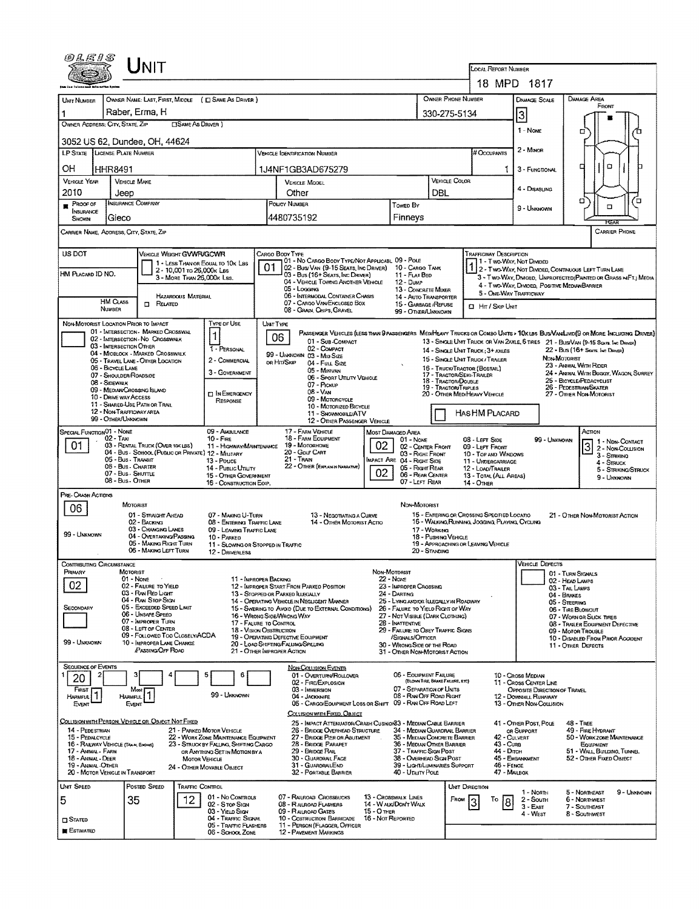# UNIT

**Local Report Number:** 18 MPD 1817

| Unit Number | Owner Name: Last, First, Middle (☐ Same as Driver) | Owner Phone Number | Damage Scale | Damage Area |
|---|---|---|---|---|
| 1 | Raber, Erma, H | 330-275-5134 | 3 | Front |

**Owner Address: City, State, Zip** (☐ Same as Driver): 3052 US 62, Dundee, OH, 44624

Damage Scale: 1 - None; 2 - Minor; 3 - Functional; 4 - Disabling; 9 - Unknown

| LP State | License Plate Number | Vehicle Identification Number | # Occupants |
|---|---|---|---|
| OH | HHR8491 | 1J4NF1GB3AD675279 | 1 |

| Vehicle Year | Vehicle Make | Vehicle Model | Vehicle Color |
|---|---|---|---|
| 2010 | Jeep | Other | DBL |

| Proof of Insurance Shown | Insurance Company | Policy Number | Towed By |
|---|---|---|---|
| ■ | Gieco | 4480735192 | Finneys |

**Carrier Name, Address, City, State, Zip:**

**Carrier Phone:**

**US DOT:**

**HM Placard ID No.:**

**Vehicle Weight GVWR/GCWR:** 1 - Less Than or Equal to 10k Lbs; 2 - 10,001 to 26,000k Lbs; 3 - More Than 26,000k Lbs.

**Hazardous Material:** HM Class Number; ☐ Related

**Cargo Body Type:** 01
01 - No Cargo Body Type/Not Applicabl; 02 - Bus/Van (9-15 Seats, Inc Driver); 03 - Bus (16+ Seats, Inc Driver); 04 - Vehicle Towing Another Vehicle; 05 - Logging; 06 - Intermodal Container Chasis; 07 - Cargo Van/Enclosed Box; 08 - Grain, Chips, Gravel; 09 - Pole; 10 - Cargo Tank; 11 - Flat Bed; 12 - Dump; 13 - Concrete Mixer; 14 - Auto Transporter; 15 - Garbage/Refuse; 99 - Other/Unknown

**Trafficway Description:** 1
1 - Two-Way, Not Divided; 2 - Two-Way, Not Divided, Continuous Left Turn Lane; 3 - Two-Way, Divided, Unprotected (Painted or Grass >4Ft.) Media; 4 - Two-Way, Divided, Positive Median Barrier; 5 - One-Way Trafficway

☐ Hit / Skip Unit

**Non-Motorist Location Prior to Impact:**
01 - Intersection - Marked Crosswal; 02 - Intersection - No Crosswalk; 03 - Intersection Other; 04 - Midblock - Marked Crosswalk; 05 - Travel Lane - Other Location; 06 - Bicycle Lane; 07 - Shoulder/Roadside; 08 - Sidewalk; 09 - Median/Crossing Island; 10 - Drive way Access; 11 - Shared-Use Path or Trail; 12 - Non-Trafficway Area; 99 - Other/Unknown

**Type of Use:** 1
1 - Personal; 2 - Commercial; 3 - Government; ☐ In Emergency Response

**Unit Type:** 06
Passenger Vehicles (less than 9 passengers): 01 - Sub-Compact; 02 - Compact; 99 - Unknown 03 - Mid Size or Hit/Skip; 04 - Full Size; 05 - Minivan; 06 - Sport Utility Vehicle; 07 - Pickup; 08 - Van; 09 - Motorcycle; 10 - Motorized Bicycle; 11 - Snowmobile/ATV; 12 - Other Passenger Vehicle

Med/Heavy Trucks or Combo Units > 10k lbs Bus/Van/Limo (9 or More Including Driver): 13 - Single Unit Truck or Van 2axle, 6 Tires; 14 - Single Unit Truck; 3+ Axles; 15 - Single Unit Truck / Trailer; 16 - Truck/Tractor (Bobtail); 17 - Tractor/Semi-Trailer; 18 - Tractor/Double; 19 - Tractor/Triples; 20 - Other Med/Heavy Vehicle; 21 - Bus/Van (9-15 Seats, Inc Driver); 22 - Bus (16+ Seats, Inc Driver)

Non-Motorist: 23 - Animal With Rider; 24 - Animal With Buggy, Wagon, Surrey; 25 - Bicycle/Pedacyclist; 26 - Pedestrian/Skater; 27 - Other Non-Motorist

☐ Has HM Placard

**Special Function:** 01
01 - None; 02 - Taxi; 03 - Rental Truck (Over 10k lbs); 04 - Bus - School (Public or Private); 05 - Bus - Transit; 06 - Bus - Charter; 07 - Bus - Shuttle; 08 - Bus - Other; 09 - Ambulance; 10 - Fire; 11 - Highway/Maintenance; 12 - Military; 13 - Police; 14 - Public Utility; 15 - Other Government; 16 - Construction Eqip.; 17 - Farm Vehicle; 18 - Farm Equipment; 19 - Motorhome; 20 - Golf Cart; 21 - Train; 22 - Other (Explain in Narrative)

**Most Damaged Area:** 02
**Impact Are:** 02
01 - None; 02 - Center Front; 03 - Right Front; 04 - Right Side; 05 - Right Rear; 06 - Rear Center; 07 - Left Rear; 08 - Left Side; 09 - Left Front; 10 - Top and Windows; 11 - Undercarriage; 12 - Load/Trailer; 13 - Total (All Areas); 14 - Other; 99 - Unknown

**Action:** 3
1 - Non-Contact; 2 - Non-Collision; 3 - Striking; 4 - Struck; 5 - Striking/Struck; 9 - Unknown

**Pre-Crash Actions:** 06
Motorist: 01 - Straight Ahead; 02 - Backing; 03 - Changing Lanes; 04 - Overtaking/Passing; 05 - Making Right Turn; 06 - Making Left Turn; 07 - Making U-Turn; 08 - Entering Traffic Lane; 09 - Leaving Traffic Lane; 10 - Parked; 11 - Slowing or Stopped in Traffic; 12 - Driverless; 13 - Negotiating a Curve; 14 - Other Motorist Actio; 99 - Unknown
Non-Motorist: 15 - Entering or Crossing Specified Locatio; 16 - Walking, Running, Jogging, Playing, Cycling; 17 - Working; 18 - Pushing Vehicle; 19 - Approaching or Leaving Vehicle; 20 - Standing; 21 - Other Non-Motorist Action

**Contributing Circumstance:**
Primary: 02
Secondary:
Motorist: 01 - None; 02 - Failure to Yield; 03 - Ran Red Light; 04 - Ran Stop Sign; 05 - Exceeded Speed Limit; 06 - Unsafe Speed; 07 - Improper Turn; 08 - Left of Center; 09 - Followed Too Closely/ACDA; 10 - Improper Lane Change /Passing/Off Road; 11 - Improper Backing; 12 - Improper Start From Parked Position; 13 - Stopped or Parked Illegally; 14 - Operating Vehicle in Negligent Manner; 15 - Swering to Avoid (Due to External Conditions); 16 - Wrong Side/Wrong Way; 17 - Failure to Control; 18 - Vision Obstruction; 19 - Operating Defective Equipment; 20 - Load Shifting/Falling/Spilling; 21 - Other Improper Action; 99 - Unknown
Non-Motorist: 22 - None; 23 - Improper Crossing; 24 - Darting; 25 - Lying and/or Illegally in Roadway; 26 - Failure to Yield Right of Way; 27 - Not Visible (Dark Clothing); 28 - Inattentive; 29 - Failure to Obey Traffic Signs /Signals/Officer; 30 - Wrong Side of the Road; 31 - Other Non-Motorist Action

**Vehicle Defects:**
01 - Turn Signals; 02 - Head Lamps; 03 - Tail Lamps; 04 - Brakes; 05 - Steering; 06 - Tire Blowout; 07 - Worn or Slick Tires; 08 - Trailer Equipment Defective; 09 - Motor Trouble; 10 - Disabled From Prior Accident; 11 - Other Defects

**Sequence of Events:**

| 1 | 2 | 3 | 4 | 5 | 6 |
|---|---|---|---|---|---|
| 20 | | | | | |

First Harmful Event: 1; Most Harmful Event: 1; 99 - Unknown

Non-Collision Events: 01 - Overturn/Rollover; 02 - Fire/Explosion; 03 - Immersion; 04 - Jackknife; 05 - Cargo/Equipment Loss or Shift; 06 - Equipment Failure (Blown Tire, Brake Failure, etc); 07 - Separation of Units; 08 - Ran Off Road Right; 09 - Ran Off Road Left; 10 - Cross Median; 11 - Cross Center Line Opposite Direction of Travel; 12 - Downhill Runaway; 13 - Other Non-Collision

Collision with Person, Vehicle or Object Not Fixed: 14 - Pedestrian; 15 - Pedalcycle; 16 - Railway Vehicle (Train, Engine); 17 - Animal - Farm; 18 - Animal - Deer; 19 - Animal - Other; 20 - Motor Vehicle in Transport; 21 - Parked Motor Vehicle; 22 - Work Zone Maintenance Equipment; 23 - Struck by Falling, Shifting Cargo or Anything Set in Motion by a Motor Vehicle; 24 - Other Movable Object

Collision with Fixed, Object: 25 - Impact Attenuator/Crash Cushion; 26 - Bridge Overhead Structure; 27 - Bridge Pier or Abutment; 28 - Bridge Parapet; 29 - Bridge Rail; 30 - Guardrail Face; 31 - GuardrailEnd; 32 - Portable Barrier; 33 - Median Cable Barrier; 34 - Median Guardrail Barrier; 35 - Median Concrete Barrier; 36 - Median Other Barrier; 37 - Traffic Sign Post; 38 - Overhead Sign Post; 39 - Light/Luminaries Support; 40 - Utility Pole; 41 - Other Post, Pole or Support; 42 - Culvert; 43 - Curb; 44 - Ditch; 45 - Embankment; 46 - Fence; 47 - Mailbox; 48 - Tree; 49 - Fire Hydrant; 50 - Workzone Maintenance Equipment; 51 - Wall, Building, Tunnel; 52 - Other Fixed Object

| Unit Speed | Posted Speed | Traffic Control | Unit Direction |
|---|---|---|---|
| 5 | 35 | 12 | From 3 To 8 |

☐ Stated ■ Estimated

Traffic Control: 01 - No Controls; 02 - Stop Sign; 03 - Yield Sign; 04 - Traffic Signal; 05 - Traffic Flashers; 06 - School Zone; 07 - Railroad Crossbucks; 08 - Railroad Flashers; 09 - Railroad Gates; 10 - Costruction Barricade; 11 - Person (Flagger, Officer); 12 - Pavement Markings; 13 - Crosswalk Lines; 14 - Walk/Don't Walk; 15 - Other; 16 - Not Reported

Unit Direction: 1 - North; 2 - South; 3 - East; 4 - West; 5 - Northeast; 6 - Northwest; 7 - Southeast; 8 - Southwest; 9 - Unknown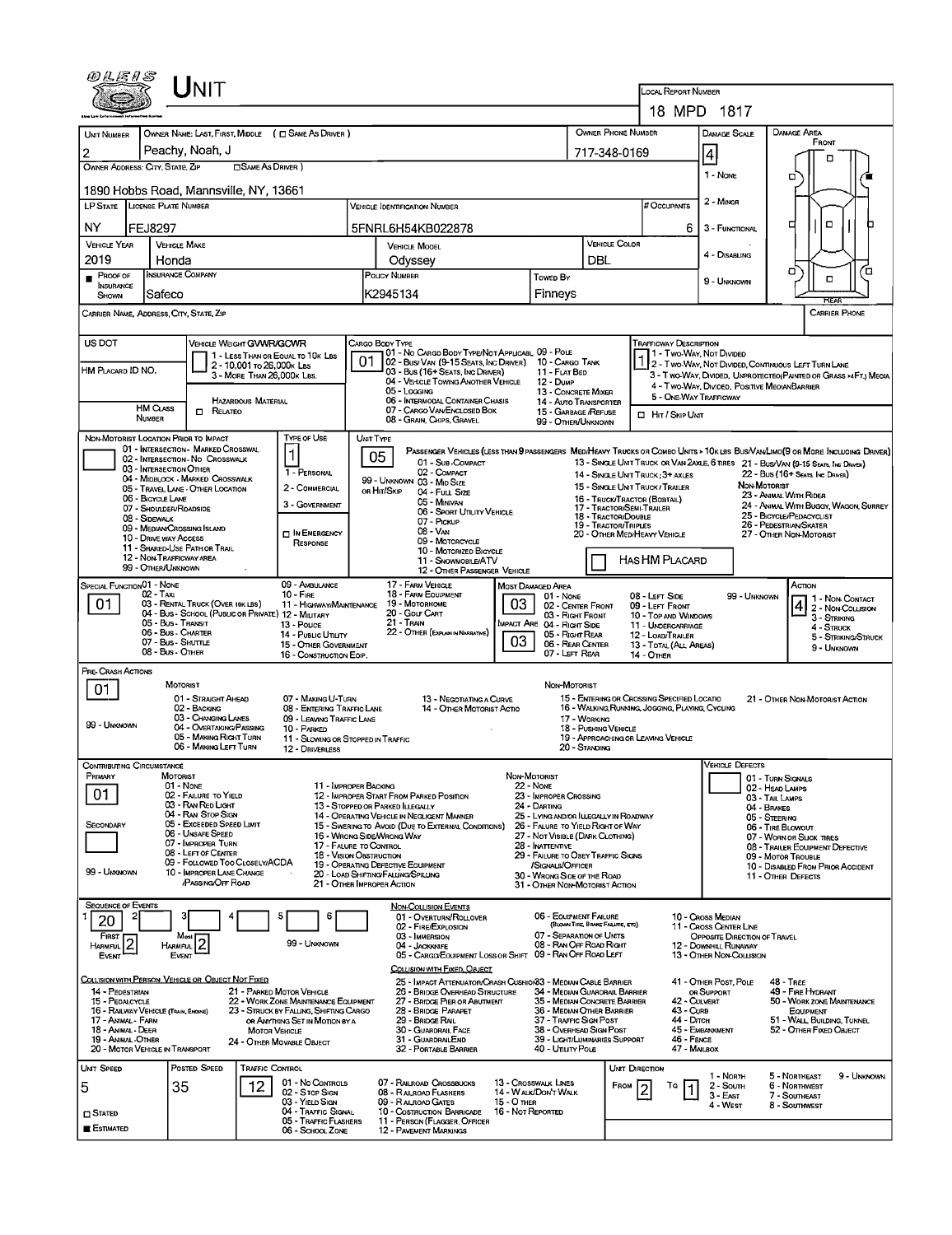# UNIT

**LOCAL REPORT NUMBER:** 18 MPD 1817

| UNIT NUMBER | OWNER NAME: LAST, FIRST, MIDDLE ( ☐ SAME AS DRIVER ) | OWNER PHONE NUMBER | DAMAGE SCALE | DAMAGE AREA |
|---|---|---|---|---|
| 2 | Peachy, Noah, J | 717-348-0169 | 4 | FRONT |

OWNER ADDRESS: CITY, STATE, ZIP ☐ SAME AS DRIVER )

1890 Hobbs Road, Mannsville, NY, 13661

| LP STATE | LICENSE PLATE NUMBER | VEHICLE IDENTIFICATION NUMBER | # OCCUPANTS |
|---|---|---|---|
| NY | FEJ8297 | 5FNRL6H54KB022878 | 6 |

| VEHICLE YEAR | VEHICLE MAKE | VEHICLE MODEL | VEHICLE COLOR |
|---|---|---|---|
| 2019 | Honda | Odyssey | DBL |

| PROOF OF INSURANCE SHOWN | INSURANCE COMPANY | POLICY NUMBER | TOWED BY |
|---|---|---|---|
| ■ | Safeco | K2945134 | Finneys |

Damage Scale: 1 - NONE; 2 - MINOR; 3 - FUNCTIONAL; 4 - DISABLING; 9 - UNKNOWN

CARRIER NAME, ADDRESS, CITY, STATE, ZIP — CARRIER PHONE

US DOT

VEHICLE WEIGHT GVWR/GCWR: 1 - LESS THAN OR EQUAL TO 10K LBS; 2 - 10,001 TO 26,000K LBS; 3 - MORE THAN 26,000K LBS.

HM PLACARD ID NO.

HAZARDOUS MATERIAL: HM CLASS NUMBER ☐ RELATED

CARGO BODY TYPE: **01**
01 - NO CARGO BODY TYPE/NOT APPLICABL; 02 - BUS/VAN (9-15 SEATS, INC DRIVER); 03 - BUS (16+ SEATS, INC DRIVER); 04 - VEHICLE TOWING ANOTHER VEHICLE; 05 - LOGGING; 06 - INTERMODAL CONTAINER CHASIS; 07 - CARGO VAN/ENCLOSED BOX; 08 - GRAIN, CHIPS, GRAVEL; 09 - POLE; 10 - CARGO TANK; 11 - FLAT BED; 12 - DUMP; 13 - CONCRETE MIXER; 14 - AUTO TRANSPORTER; 15 - GARBAGE/REFUSE; 99 - OTHER/UNKNOWN

TRAFFICWAY DESCRIPTION: **1**
1 - TWO-WAY, NOT DIVIDED; 2 - TWO-WAY, NOT DIVIDED, CONTINUOUS LEFT TURN LANE; 3 - TWO-WAY, DIVIDED, UNPROTECTED (PAINTED OR GRASS >4FT.) MEDIA; 4 - TWO-WAY, DIVIDED, POSITIVE MEDIAN BARRIER; 5 - ONE-WAY TRAFFICWAY
☐ HIT / SKIP UNIT

NON-MOTORIST LOCATION PRIOR TO IMPACT: 01 - INTERSECTION - MARKED CROSSWAL; 02 - INTERSECTION - NO CROSSWALK; 03 - INTERSECTION OTHER; 04 - MIDBLOCK - MARKED CROSSWALK; 05 - TRAVEL LANE - OTHER LOCATION; 06 - BICYCLE LANE; 07 - SHOULDER/ROADSIDE; 08 - SIDEWALK; 09 - MEDIAN/CROSSING ISLAND; 10 - DRIVE WAY ACCESS; 11 - SHARED-USE PATH OR TRAIL; 12 - NON-TRAFFICWAY AREA; 99 - OTHER/UNKNOWN

TYPE OF USE: **1**
1 - PERSONAL; 2 - COMMERCIAL; 3 - GOVERNMENT; ☐ IN EMERGENCY RESPONSE

UNIT TYPE: **05**
PASSENGER VEHICLES (LESS THAN 9 PASSENGERS): 01 - SUB-COMPACT; 02 - COMPACT; 99 - UNKNOWN 03 - MID SIZE OR HIT/SKIP; 04 - FULL SIZE; 05 - MINIVAN; 06 - SPORT UTILITY VEHICLE; 07 - PICKUP; 08 - VAN; 09 - MOTORCYCLE; 10 - MOTORIZED BICYCLE; 11 - SNOWMOBILE/ATV; 12 - OTHER PASSENGER VEHICLE
MED/HEAVY TRUCKS OR COMBO UNITS > 10K LBS: 13 - SINGLE UNIT TRUCK OR VAN 2AXLE, 6 TIRES; 14 - SINGLE UNIT TRUCK; 3+ AXLES; 15 - SINGLE UNIT TRUCK / TRAILER; 16 - TRUCK/TRACTOR (BOBTAIL); 17 - TRACTOR/SEMI-TRAILER; 18 - TRACTOR/DOUBLE; 19 - TRACTOR/TRIPLES; 20 - OTHER MED/HEAVY VEHICLE
BUS/VAN/LIMO (9 OR MORE INCLUDING DRIVER): 21 - BUS/VAN (9-15 SEATS, INC DRIVER); 22 - BUS (16+ SEATS, INC DRIVER)
NON-MOTORIST: 23 - ANIMAL WITH RIDER; 24 - ANIMAL WITH BUGGY, WAGON, SURREY; 25 - BICYCLE/PEDACYCLIST; 26 - PEDESTRIAN/SKATER; 27 - OTHER NON-MOTORIST
☐ HAS HM PLACARD

SPECIAL FUNCTION: **01**
01 - NONE; 02 - TAXI; 03 - RENTAL TRUCK (OVER 10K LBS); 04 - BUS - SCHOOL (PUBLIC OR PRIVATE); 05 - BUS - TRANSIT; 06 - BUS - CHARTER; 07 - BUS - SHUTTLE; 08 - BUS - OTHER; 09 - AMBULANCE; 10 - FIRE; 11 - HIGHWAY/MAINTENANCE; 12 - MILITARY; 13 - POLICE; 14 - PUBLIC UTILITY; 15 - OTHER GOVERNMENT; 16 - CONSTRUCTION EQIP.; 17 - FARM VEHICLE; 18 - FARM EQUIPMENT; 19 - MOTORHOME; 20 - GOLF CART; 21 - TRAIN; 22 - OTHER (EXPLAIN IN NARRATIVE)

MOST DAMAGED AREA: **03**; IMPACT AREA: **03**
01 - NONE; 02 - CENTER FRONT; 03 - RIGHT FRONT; 04 - RIGHT SIDE; 05 - RIGHT REAR; 06 - REAR CENTER; 07 - LEFT REAR; 08 - LEFT SIDE; 09 - LEFT FRONT; 10 - TOP AND WINDOWS; 11 - UNDERCARRIAGE; 12 - LOAD/TRAILER; 13 - TOTAL (ALL AREAS); 14 - OTHER; 99 - UNKNOWN

ACTION: **4**
1 - NON CONTACT; 2 - NON-COLLISION; 3 - STRIKING; 4 - STRUCK; 5 - STRIKING/STRUCK; 9 - UNKNOWN

PRE-CRASH ACTIONS: **01**
MOTORIST: 01 - STRAIGHT AHEAD; 02 - BACKING; 03 - CHANGING LANES; 04 - OVERTAKING/PASSING; 05 - MAKING RIGHT TURN; 06 - MAKING LEFT TURN; 07 - MAKING U-TURN; 08 - ENTERING TRAFFIC LANE; 09 - LEAVING TRAFFIC LANE; 10 - PARKED; 11 - SLOWING OR STOPPED IN TRAFFIC; 12 - DRIVERLESS; 13 - NEGOTIATING A CURVE; 14 - OTHER MOTORIST ACTIO
NON-MOTORIST: 15 - ENTERING OR CROSSING SPECIFIED LOCATIO; 16 - WALKING, RUNNING, JOGGING, PLAYING, CYCLING; 17 - WORKING; 18 - PUSHING VEHICLE; 19 - APPROACHING OR LEAVING VEHICLE; 20 - STANDING; 21 - OTHER NON-MOTORIST ACTION
99 - UNKNOWN

CONTRIBUTING CIRCUMSTANCE: PRIMARY **01**; SECONDARY (blank)
MOTORIST: 01 - NONE; 02 - FAILURE TO YIELD; 03 - RAN RED LIGHT; 04 - RAN STOP SIGN; 05 - EXCEEDED SPEED LIMIT; 06 - UNSAFE SPEED; 07 - IMPROPER TURN; 08 - LEFT OF CENTER; 09 - FOLLOWED TOO CLOSELY/ACDA; 10 - IMPROPER LANE CHANGE /PASSING/OFF ROAD; 11 - IMPROPER BACKING; 12 - IMPROPER START FROM PARKED POSITION; 13 - STOPPED OR PARKED ILLEGALLY; 14 - OPERATING VEHICLE IN NEGLIGENT MANNER; 15 - SWERING TO AVOID (DUE TO EXTERNAL CONDITIONS); 16 - WRONG SIDE/WRONG WAY; 17 - FAILURE TO CONTROL; 18 - VISION OBSTRUCTION; 19 - OPERATING DEFECTIVE EQUIPMENT; 20 - LOAD SHIFTING/FALLING/SPILLING; 21 - OTHER IMPROPER ACTION
NON-MOTORIST: 22 - NONE; 23 - IMPROPER CROSSING; 24 - DARTING; 25 - LYING AND/OR ILLEGALLY IN ROADWAY; 26 - FALURE TO YIELD RIGHT OF WAY; 27 - NOT VISIBLE (DARK CLOTHING); 28 - INATTENTIVE; 29 - FAILURE TO OBEY TRAFFIC SIGNS /SIGNALS/OFFICER; 30 - WRONG SIDE OF THE ROAD; 31 - OTHER NON-MOTORIST ACTION
99 - UNKNOWN

VEHICLE DEFECTS: 01 - TURN SIGNALS; 02 - HEAD LAMPS; 03 - TAIL LAMPS; 04 - BRAKES; 05 - STEERING; 06 - TIRE BLOWOUT; 07 - WORN OR SLICK TIRES; 08 - TRAILER EQUIPMENT DEFECTIVE; 09 - MOTOR TROUBLE; 10 - DISABLED FROM PRIOR ACCIDENT; 11 - OTHER DEFECTS

SEQUENCE OF EVENTS: 1: **20**; 2; 3; 4; 5; 6
FIRST HARMFUL EVENT: **2**; MOST HARMFUL EVENT: **2**; 99 - UNKNOWN

NON-COLLISION EVENTS: 01 - OVERTURN/ROLLOVER; 02 - FIRE/EXPLOSION; 03 - IMMERSION; 04 - JACKKNIFE; 05 - CARGO/EQUIPMENT LOSS OR SHIFT; 06 - EQUIPMENT FAILURE (BLOWN TIRE, BRAKE FAILURE, ETC); 07 - SEPARATION OF UNITS; 08 - RAN OFF ROAD RIGHT; 09 - RAN OFF ROAD LEFT; 10 - CROSS MEDIAN; 11 - CROSS CENTER LINE OPPOSITE DIRECTION OF TRAVEL; 12 - DOWNHILL RUNAWAY; 13 - OTHER NON-COLLISION

COLLISION WITH PERSON, VEHICLE OR OBJECT NOT FIXED: 14 - PEDESTRIAN; 15 - PEDALCYCLE; 16 - RAILWAY VEHICLE (TRAIN, ENGINE); 17 - ANIMAL - FARM; 18 - ANIMAL - DEER; 19 - ANIMAL - OTHER; 20 - MOTOR VEHICLE IN TRANSPORT; 21 - PARKED MOTOR VEHICLE; 22 - WORK ZONE MAINTENANCE EQUIPMENT; 23 - STRUCK BY FALLING, SHIFTING CARGO OR ANYTHING SET IN MOTION BY A MOTOR VEHICLE; 24 - OTHER MOVABLE OBJECT

COLLISION WITH FIXED, OBJECT: 25 - IMPACT ATTENUATOR/CRASH CUSHION; 26 - BRIDGE OVERHEAD STRUCTURE; 27 - BRIDGE PIER OR ABUTMENT; 28 - BRIDGE PARAPET; 29 - BRIDGE RAIL; 30 - GUARDRAIL FACE; 31 - GUARDRAILEND; 32 - PORTABLE BARRIER; 33 - MEDIAN CABLE BARRIER; 34 - MEDIAN GUARDRAIL BARRIER; 35 - MEDIAN CONCRETE BARRIER; 36 - MEDIAN OTHER BARRIER; 37 - TRAFFIC SIGN POST; 38 - OVERHEAD SIGN POST; 39 - LIGHT/LUMINARIES SUPPORT; 40 - UTILITY POLE; 41 - OTHER POST, POLE OR SUPPORT; 42 - CULVERT; 43 - CURB; 44 - DITCH; 45 - EMBANKMENT; 46 - FENCE; 47 - MAILBOX; 48 - TREE; 49 - FIRE HYDRANT; 50 - WORK ZONE MAINTENANCE EQUIPMENT; 51 - WALL, BUILDING, TUNNEL; 52 - OTHER FIXED OBJECT

| UNIT SPEED | POSTED SPEED | TRAFFIC CONTROL | UNIT DIRECTION |
|---|---|---|---|
| 5 | 35 | 12 | FROM 2 TO 1 |

☐ STATED ■ ESTIMATED

TRAFFIC CONTROL: 01 - NO CONTROLS; 02 - STOP SIGN; 03 - YIELD SIGN; 04 - TRAFFIC SIGNAL; 05 - TRAFFIC FLASHERS; 06 - SCHOOL ZONE; 07 - RAILROAD CROSSBUCKS; 08 - RAILROAD FLASHERS; 09 - RAILROAD GATES; 10 - COSTRUCTION BARRICADE; 11 - PERSON (FLAGGER, OFFICER; 12 - PAVEMENT MARKINGS; 13 - CROSSWALK LINES; 14 - WALK/DON'T WALK; 15 - OTHER; 16 - NOT REPORTED

UNIT DIRECTION: 1 - NORTH; 2 - SOUTH; 3 - EAST; 4 - WEST; 5 - NORTHEAST; 6 - NORTHWEST; 7 - SOUTHEAST; 8 - SOUTHWEST; 9 - UNKNOWN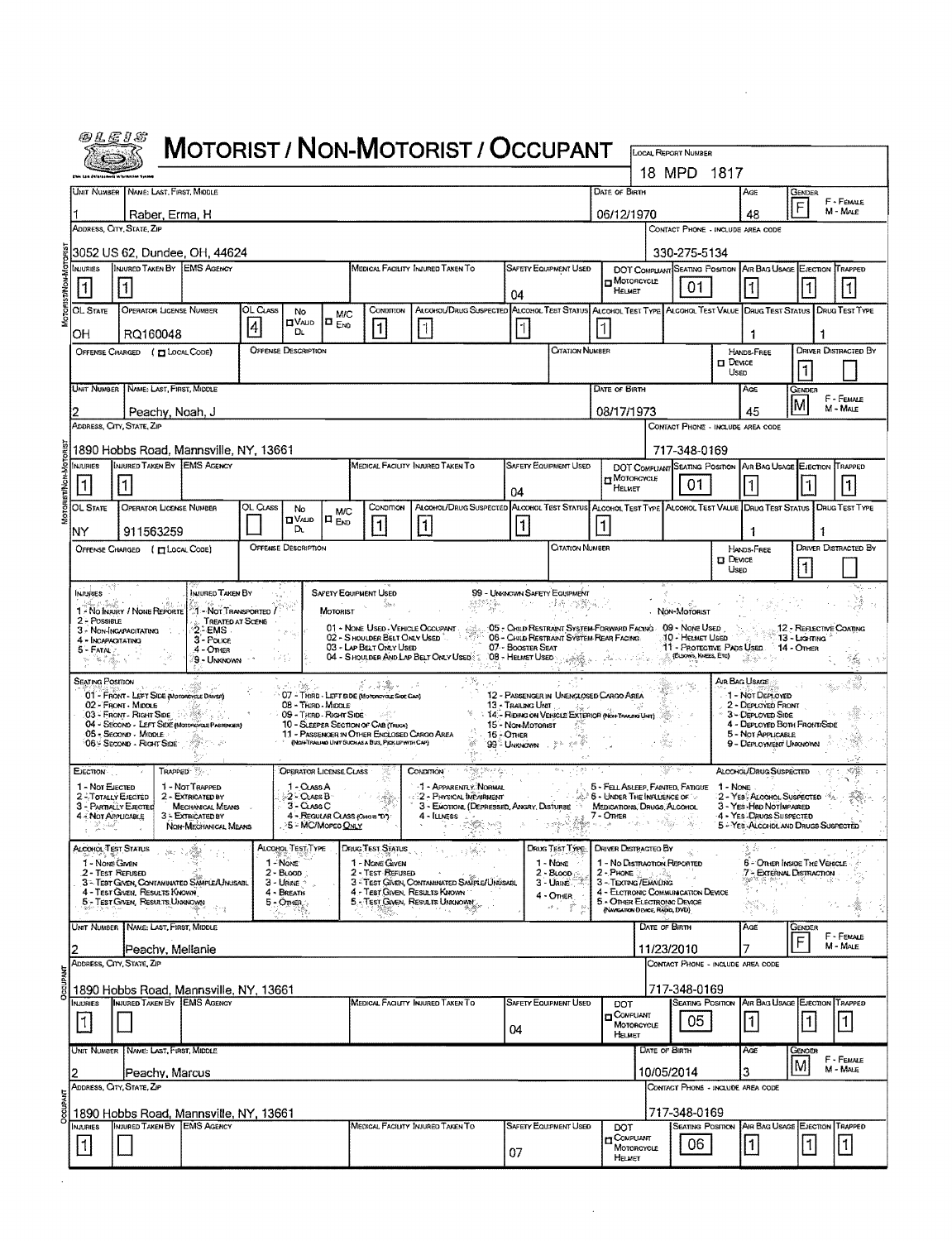# MOTORIST / NON-MOTORIST / OCCUPANT

OLEIS

LOCAL REPORT NUMBER: 18 MPD 1817

## MOTORIST/NON-MOTORIST

| UNIT NUMBER | NAME: LAST, FIRST, MIDDLE | DATE OF BIRTH | AGE | GENDER |
|---|---|---|---|---|
| 1 | Raber, Erma, H | 06/12/1970 | 48 | F |

ADDRESS, CITY, STATE, ZIP: 3052 US 62, Dundee, OH, 44624
CONTACT PHONE - INCLUDE AREA CODE: 330-275-5134

| INJURIES | INJURED TAKEN BY | EMS AGENCY | MEDICAL FACILITY INJURED TAKEN TO | SAFETY EQUIPMENT USED | DOT COMPLIANT MOTORCYCLE HELMET | SEATING POSITION | AIR BAG USAGE | EJECTION | TRAPPED |
|---|---|---|---|---|---|---|---|---|---|
| 1 | 1 | | | 04 | | 01 | 1 | 1 | 1 |

| OL STATE | OPERATOR LICENSE NUMBER | OL CLASS | NO VALID DL | M/C END | CONDITION | ALCOHOL/DRUG SUSPECTED | ALCOHOL TEST STATUS | ALCOHOL TEST TYPE | ALCOHOL TEST VALUE | DRUG TEST STATUS | DRUG TEST TYPE |
|---|---|---|---|---|---|---|---|---|---|---|---|
| OH | RQ160048 | 4 | | | 1 | 1 | 1 | 1 | | 1 | 1 |

| OFFENSE CHARGED (LOCAL CODE) | OFFENSE DESCRIPTION | CITATION NUMBER | HANDS-FREE DEVICE USED | DRIVER DISTRACTED BY |
|---|---|---|---|---|
| | | | | 1 |

| UNIT NUMBER | NAME: LAST, FIRST, MIDDLE | DATE OF BIRTH | AGE | GENDER |
|---|---|---|---|---|
| 2 | Peachy, Noah, J | 08/17/1973 | 45 | M |

ADDRESS, CITY, STATE, ZIP: 1890 Hobbs Road, Mannsville, NY, 13661
CONTACT PHONE - INCLUDE AREA CODE: 717-348-0169

| INJURIES | INJURED TAKEN BY | EMS AGENCY | MEDICAL FACILITY INJURED TAKEN TO | SAFETY EQUIPMENT USED | DOT COMPLIANT MOTORCYCLE HELMET | SEATING POSITION | AIR BAG USAGE | EJECTION | TRAPPED |
|---|---|---|---|---|---|---|---|---|---|
| 1 | 1 | | | 04 | | 01 | 1 | 1 | 1 |

| OL STATE | OPERATOR LICENSE NUMBER | OL CLASS | NO VALID DL | M/C END | CONDITION | ALCOHOL/DRUG SUSPECTED | ALCOHOL TEST STATUS | ALCOHOL TEST TYPE | ALCOHOL TEST VALUE | DRUG TEST STATUS | DRUG TEST TYPE |
|---|---|---|---|---|---|---|---|---|---|---|---|
| NY | 911563259 | | | | 1 | 1 | 1 | 1 | | 1 | 1 |

| OFFENSE CHARGED (LOCAL CODE) | OFFENSE DESCRIPTION | CITATION NUMBER | HANDS-FREE DEVICE USED | DRIVER DISTRACTED BY |
|---|---|---|---|---|
| | | | | 1 |

## Codes

**INJURIES:** 1 - No Injury / None Reported; 2 - Possible; 3 - Non-Incapacitating; 4 - Incapacitating; 5 - Fatal

**INJURED TAKEN BY:** 1 - Not Transported / Treated at Scene; 2 - EMS; 3 - Police; 4 - Other; 9 - Unknown

**SAFETY EQUIPMENT USED:**
Motorist: 01 - None Used - Vehicle Occupant; 02 - Shoulder Belt Only Used; 03 - Lap Belt Only Used; 04 - Shoulder and Lap Belt Only Used; 05 - Child Restraint System-Forward Facing; 06 - Child Restraint System Rear Facing; 07 - Booster Seat; 08 - Helmet Used; 99 - Unknown Safety Equipment
Non-Motorist: 09 - None Used; 10 - Helmet Used; 11 - Protective Pads Used (Elbows, Knees, Etc); 12 - Reflective Coating; 13 - Lighting; 14 - Other

**SEATING POSITION:** 01 - Front - Left Side (Motorcycle Driver); 02 - Front - Middle; 03 - Front - Right Side; 04 - Second - Left Side (Motorcycle Passenger); 05 - Second - Middle; 06 - Second - Right Side; 07 - Third - Left Side (Motorcycle Side Car); 08 - Third - Middle; 09 - Third - Right Side; 10 - Sleeper Section of Cab (Truck); 11 - Passenger in Other Enclosed Cargo Area (Non-Trailing Unit Such as a Bus, Pick-up with Cap); 12 - Passenger in Unenclosed Cargo Area; 13 - Trailing Unit; 14 - Riding on Vehicle Exterior (Non-Trailing Unit); 15 - Non-Motorist; 16 - Other; 99 - Unknown

**AIR BAG USAGE:** 1 - Not Deployed; 2 - Deployed Front; 3 - Deployed Side; 4 - Deployed Both Front/Side; 5 - Not Applicable; 9 - Deployment Unknown

**EJECTION:** 1 - Not Ejected; 2 - Totally Ejected; 3 - Partially Ejected; 4 - Not Applicable

**TRAPPED:** 1 - Not Trapped; 2 - Extricated by Mechanical Means; 3 - Extricated by Non-Mechanical Means

**OPERATOR LICENSE CLASS:** 1 - Class A; 2 - Class B; 3 - Class C; 4 - Regular Class (Ohio is "D"); 5 - MC/Moped Only

**CONDITION:** 1 - Apparently Normal; 2 - Physical Impairment; 3 - Emotional (Depressed, Angry, Disturbed); 4 - Illness; 5 - Fell Asleep, Fainted, Fatigue; 6 - Under the Influence of Medications, Drugs, Alcohol; 7 - Other

**ALCOHOL/DRUG SUSPECTED:** 1 - None; 2 - Yes - Alcohol Suspected; 3 - Yes - HBD Not Impaired; 4 - Yes - Drugs Suspected; 5 - Yes - Alcohol and Drugs Suspected

**ALCOHOL TEST STATUS:** 1 - None Given; 2 - Test Refused; 3 - Test Given, Contaminated Sample/Unusable; 4 - Test Given, Results Known; 5 - Test Given, Results Unknown

**ALCOHOL TEST TYPE:** 1 - None; 2 - Blood; 3 - Urine; 4 - Breath; 5 - Other

**DRUG TEST STATUS:** 1 - None Given; 2 - Test Refused; 3 - Test Given, Contaminated Sample/Unusable; 4 - Test Given, Results Known; 5 - Test Given, Results Unknown

**DRUG TEST TYPE:** 1 - None; 2 - Blood; 3 - Urine; 4 - Other

**DRIVER DISTRACTED BY:** 1 - No Distraction Reported; 2 - Phone; 3 - Texting/Emailing; 4 - Electronic Communication Device; 5 - Other Electronic Device (Navigation Device, Radio, DVD); 6 - Other Inside the Vehicle; 7 - External Distraction

## OCCUPANT

| UNIT NUMBER | NAME: LAST, FIRST, MIDDLE | DATE OF BIRTH | AGE | GENDER |
|---|---|---|---|---|
| 2 | Peachy, Mellanie | 11/23/2010 | 7 | F |

ADDRESS, CITY, STATE, ZIP: 1890 Hobbs Road, Mannsville, NY, 13661
CONTACT PHONE - INCLUDE AREA CODE: 717-348-0169

| INJURIES | INJURED TAKEN BY | EMS AGENCY | MEDICAL FACILITY INJURED TAKEN TO | SAFETY EQUIPMENT USED | DOT COMPLIANT MOTORCYCLE HELMET | SEATING POSITION | AIR BAG USAGE | EJECTION | TRAPPED |
|---|---|---|---|---|---|---|---|---|---|
| 1 | | | | 04 | | 05 | 1 | 1 | 1 |

## OCCUPANT

| UNIT NUMBER | NAME: LAST, FIRST, MIDDLE | DATE OF BIRTH | AGE | GENDER |
|---|---|---|---|---|
| 2 | Peachy, Marcus | 10/05/2014 | 3 | M |

ADDRESS, CITY, STATE, ZIP: 1890 Hobbs Road, Mannsville, NY, 13661
CONTACT PHONE - INCLUDE AREA CODE: 717-348-0169

| INJURIES | INJURED TAKEN BY | EMS AGENCY | MEDICAL FACILITY INJURED TAKEN TO | SAFETY EQUIPMENT USED | DOT COMPLIANT MOTORCYCLE HELMET | SEATING POSITION | AIR BAG USAGE | EJECTION | TRAPPED |
|---|---|---|---|---|---|---|---|---|---|
| 1 | | | | 07 | | 06 | 1 | 1 | 1 |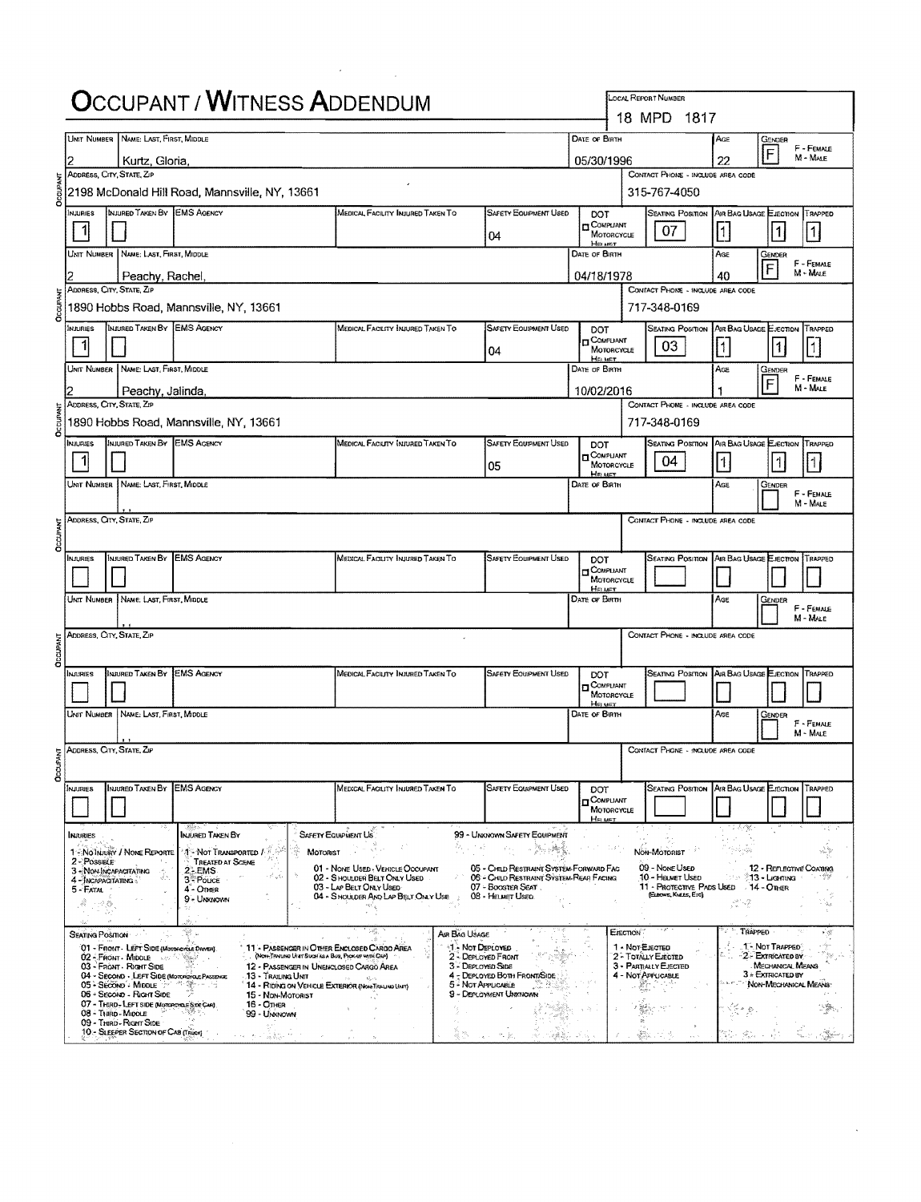# OCCUPANT / WITNESS ADDENDUM

LOCAL REPORT NUMBER: 18 MPD 1817

## Occupant

| Unit Number | Name: Last, First, Middle | Date of Birth | Age | Gender |
|---|---|---|---|---|
| 2 | Kurtz, Gloria, | 05/30/1996 | 22 | F |

Address, City, State, Zip: 2198 McDonald Hill Road, Mannsville, NY, 13661

Contact Phone - Include Area Code: 315-767-4050

| Injuries | Injured Taken By | EMS Agency | Medical Facility Injured Taken To | Safety Equipment Used | DOT Compliant Motorcycle Helmet | Seating Position | Air Bag Usage | Ejection | Trapped |
|---|---|---|---|---|---|---|---|---|---|
| 1 | | | | 04 | | 07 | 1 | 1 | 1 |

## Occupant

| Unit Number | Name: Last, First, Middle | Date of Birth | Age | Gender |
|---|---|---|---|---|
| 2 | Peachy, Rachel, | 04/18/1978 | 40 | F |

Address, City, State, Zip: 1890 Hobbs Road, Mannsville, NY, 13661

Contact Phone - Include Area Code: 717-348-0169

| Injuries | Injured Taken By | EMS Agency | Medical Facility Injured Taken To | Safety Equipment Used | DOT Compliant Motorcycle Helmet | Seating Position | Air Bag Usage | Ejection | Trapped |
|---|---|---|---|---|---|---|---|---|---|
| 1 | | | | 04 | | 03 | 1 | 1 | 1 |

## Occupant

| Unit Number | Name: Last, First, Middle | Date of Birth | Age | Gender |
|---|---|---|---|---|
| 2 | Peachy, Jalinda, | 10/02/2016 | 1 | F |

Address, City, State, Zip: 1890 Hobbs Road, Mannsville, NY, 13661

Contact Phone - Include Area Code: 717-348-0169

| Injuries | Injured Taken By | EMS Agency | Medical Facility Injured Taken To | Safety Equipment Used | DOT Compliant Motorcycle Helmet | Seating Position | Air Bag Usage | Ejection | Trapped |
|---|---|---|---|---|---|---|---|---|---|
| 1 | | | | 05 | | 04 | 1 | 1 | 1 |

## Occupant

| Unit Number | Name: Last, First, Middle | Date of Birth | Age | Gender |
|---|---|---|---|---|
| | , , | | | |

Address, City, State, Zip:

Contact Phone - Include Area Code:

| Injuries | Injured Taken By | EMS Agency | Medical Facility Injured Taken To | Safety Equipment Used | DOT Compliant Motorcycle Helmet | Seating Position | Air Bag Usage | Ejection | Trapped |
|---|---|---|---|---|---|---|---|---|---|
| | | | | | | | | | |

## Occupant

| Unit Number | Name: Last, First, Middle | Date of Birth | Age | Gender |
|---|---|---|---|---|
| | , , | | | |

Address, City, State, Zip:

Contact Phone - Include Area Code:

| Injuries | Injured Taken By | EMS Agency | Medical Facility Injured Taken To | Safety Equipment Used | DOT Compliant Motorcycle Helmet | Seating Position | Air Bag Usage | Ejection | Trapped |
|---|---|---|---|---|---|---|---|---|---|
| | | | | | | | | | |

## Occupant

| Unit Number | Name: Last, First, Middle | Date of Birth | Age | Gender |
|---|---|---|---|---|
| | , , | | | |

Address, City, State, Zip:

Contact Phone - Include Area Code:

| Injuries | Injured Taken By | EMS Agency | Medical Facility Injured Taken To | Safety Equipment Used | DOT Compliant Motorcycle Helmet | Seating Position | Air Bag Usage | Ejection | Trapped |
|---|---|---|---|---|---|---|---|---|---|
| | | | | | | | | | |

Gender: F - Female, M - Male

## Codes

**Injuries**
- 1 - No Injury / None Reported
- 2 - Possible
- 3 - Non-Incapacitating
- 4 - Incapacitating
- 5 - Fatal

**Injured Taken By**
- 1 - Not Transported / Treated at Scene
- 2 - EMS
- 3 - Police
- 4 - Other
- 9 - Unknown

**Safety Equipment Used** (99 - Unknown Safety Equipment)

Motorist
- 01 - None Used - Vehicle Occupant
- 02 - Shoulder Belt Only Used
- 03 - Lap Belt Only Used
- 04 - Shoulder and Lap Belt Only Used
- 05 - Child Restraint System-Forward Facing
- 06 - Child Restraint System-Rear Facing
- 07 - Booster Seat
- 08 - Helmet Used

Non-Motorist
- 09 - None Used
- 10 - Helmet Used
- 11 - Protective Pads Used (Elbows, Knees, Etc)
- 12 - Reflective Coating
- 13 - Lighting
- 14 - Other

**Seating Position**
- 01 - Front - Left Side (Motorcycle Driver)
- 02 - Front - Middle
- 03 - Front - Right Side
- 04 - Second - Left Side (Motorcycle Passenger)
- 05 - Second - Middle
- 06 - Second - Right Side
- 07 - Third - Left Side (Motorcycle Side Car)
- 08 - Third - Middle
- 09 - Third - Right Side
- 10 - Sleeper Section of Cab (Truck)
- 11 - Passenger in Other Enclosed Cargo Area (Non-Trailing Unit Such as a Bus, Pick-up with Cap)
- 12 - Passenger in Unenclosed Cargo Area
- 13 - Trailing Unit
- 14 - Riding on Vehicle Exterior (Non-Trailing Unit)
- 15 - Non-Motorist
- 16 - Other
- 99 - Unknown

**Air Bag Usage**
- 1 - Not Deployed
- 2 - Deployed Front
- 3 - Deployed Side
- 4 - Deployed Both Front/Side
- 5 - Not Applicable
- 9 - Deployment Unknown

**Ejection**
- 1 - Not Ejected
- 2 - Totally Ejected
- 3 - Partially Ejected
- 4 - Not Applicable

**Trapped**
- 1 - Not Trapped
- 2 - Extricated by Mechanical Means
- 3 - Extricated by Non-Mechanical Means